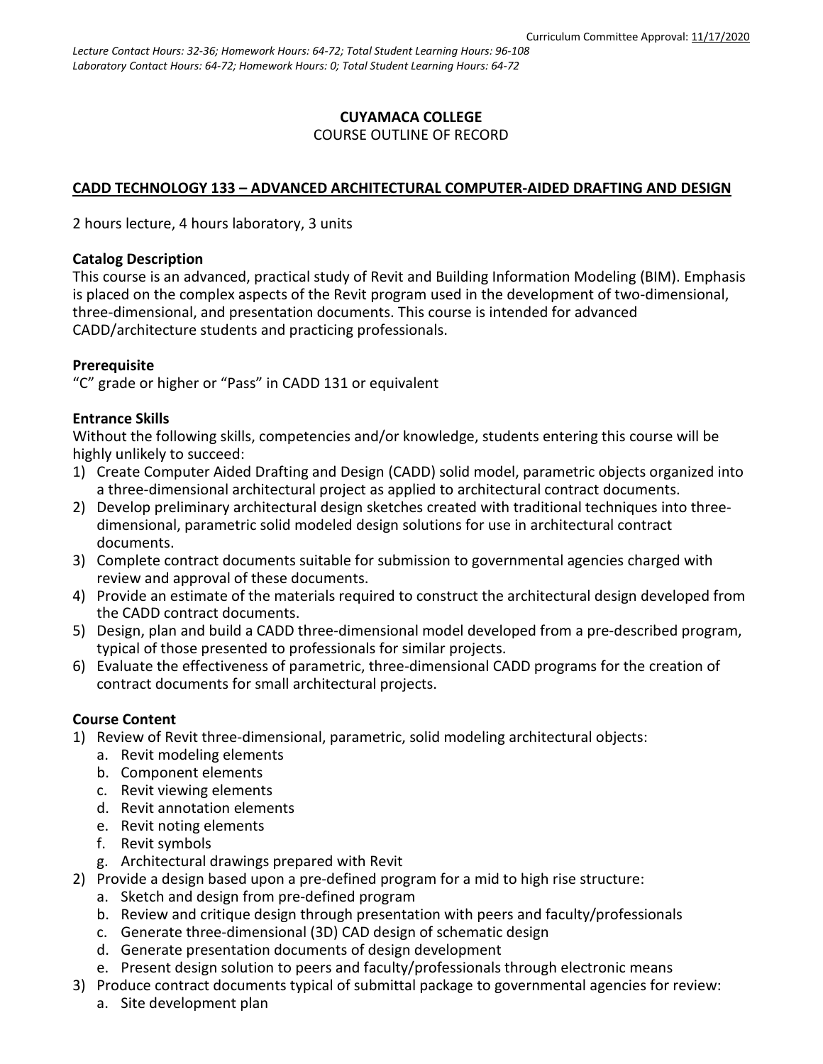Curriculum Committee Approval: 11/17/2020

*Lecture Contact Hours: 32-36; Homework Hours: 64-72; Total Student Learning Hours: 96-108*
*Laboratory Contact Hours: 64-72; Homework Hours: 0; Total Student Learning Hours: 64-72*

**CUYAMACA COLLEGE**
COURSE OUTLINE OF RECORD

## CADD TECHNOLOGY 133 – ADVANCED ARCHITECTURAL COMPUTER-AIDED DRAFTING AND DESIGN

2 hours lecture, 4 hours laboratory, 3 units

### Catalog Description

This course is an advanced, practical study of Revit and Building Information Modeling (BIM). Emphasis is placed on the complex aspects of the Revit program used in the development of two-dimensional, three-dimensional, and presentation documents. This course is intended for advanced CADD/architecture students and practicing professionals.

### Prerequisite

"C" grade or higher or "Pass" in CADD 131 or equivalent

### Entrance Skills

Without the following skills, competencies and/or knowledge, students entering this course will be highly unlikely to succeed:

1) Create Computer Aided Drafting and Design (CADD) solid model, parametric objects organized into a three-dimensional architectural project as applied to architectural contract documents.
2) Develop preliminary architectural design sketches created with traditional techniques into three-dimensional, parametric solid modeled design solutions for use in architectural contract documents.
3) Complete contract documents suitable for submission to governmental agencies charged with review and approval of these documents.
4) Provide an estimate of the materials required to construct the architectural design developed from the CADD contract documents.
5) Design, plan and build a CADD three-dimensional model developed from a pre-described program, typical of those presented to professionals for similar projects.
6) Evaluate the effectiveness of parametric, three-dimensional CADD programs for the creation of contract documents for small architectural projects.

### Course Content

1) Review of Revit three-dimensional, parametric, solid modeling architectural objects:
   a. Revit modeling elements
   b. Component elements
   c. Revit viewing elements
   d. Revit annotation elements
   e. Revit noting elements
   f. Revit symbols
   g. Architectural drawings prepared with Revit
2) Provide a design based upon a pre-defined program for a mid to high rise structure:
   a. Sketch and design from pre-defined program
   b. Review and critique design through presentation with peers and faculty/professionals
   c. Generate three-dimensional (3D) CAD design of schematic design
   d. Generate presentation documents of design development
   e. Present design solution to peers and faculty/professionals through electronic means
3) Produce contract documents typical of submittal package to governmental agencies for review:
   a. Site development plan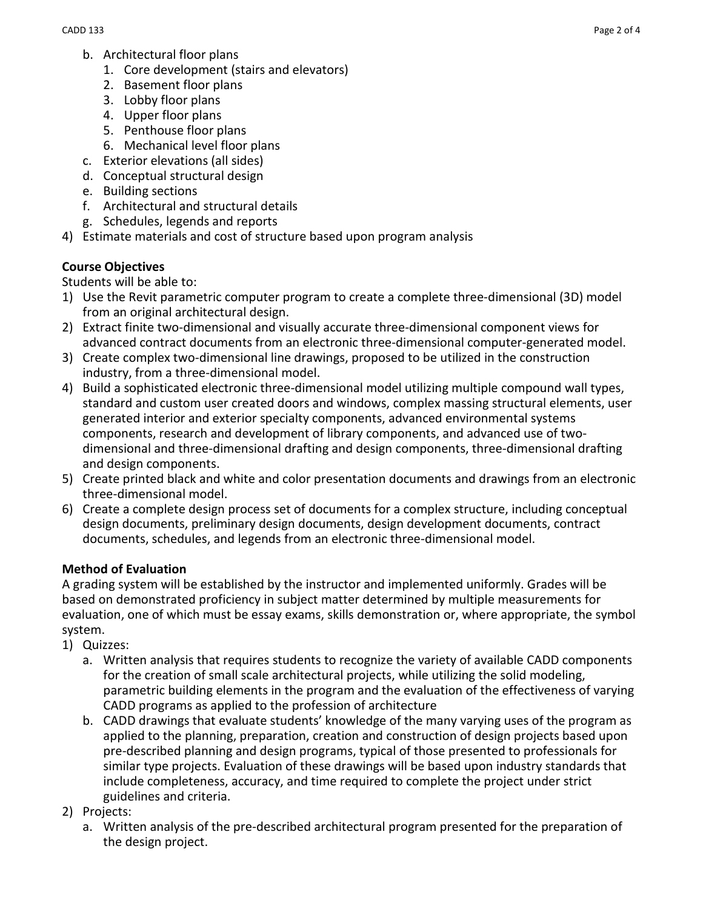b. Architectural floor plans
    1. Core development (stairs and elevators)
    2. Basement floor plans
    3. Lobby floor plans
    4. Upper floor plans
    5. Penthouse floor plans
    6. Mechanical level floor plans
c. Exterior elevations (all sides)
d. Conceptual structural design
e. Building sections
f. Architectural and structural details
g. Schedules, legends and reports

4) Estimate materials and cost of structure based upon program analysis

**Course Objectives**

Students will be able to:

1) Use the Revit parametric computer program to create a complete three-dimensional (3D) model from an original architectural design.
2) Extract finite two-dimensional and visually accurate three-dimensional component views for advanced contract documents from an electronic three-dimensional computer-generated model.
3) Create complex two-dimensional line drawings, proposed to be utilized in the construction industry, from a three-dimensional model.
4) Build a sophisticated electronic three-dimensional model utilizing multiple compound wall types, standard and custom user created doors and windows, complex massing structural elements, user generated interior and exterior specialty components, advanced environmental systems components, research and development of library components, and advanced use of two-dimensional and three-dimensional drafting and design components, three-dimensional drafting and design components.
5) Create printed black and white and color presentation documents and drawings from an electronic three-dimensional model.
6) Create a complete design process set of documents for a complex structure, including conceptual design documents, preliminary design documents, design development documents, contract documents, schedules, and legends from an electronic three-dimensional model.

**Method of Evaluation**

A grading system will be established by the instructor and implemented uniformly. Grades will be based on demonstrated proficiency in subject matter determined by multiple measurements for evaluation, one of which must be essay exams, skills demonstration or, where appropriate, the symbol system.

1) Quizzes:
    a. Written analysis that requires students to recognize the variety of available CADD components for the creation of small scale architectural projects, while utilizing the solid modeling, parametric building elements in the program and the evaluation of the effectiveness of varying CADD programs as applied to the profession of architecture
    b. CADD drawings that evaluate students' knowledge of the many varying uses of the program as applied to the planning, preparation, creation and construction of design projects based upon pre-described planning and design programs, typical of those presented to professionals for similar type projects. Evaluation of these drawings will be based upon industry standards that include completeness, accuracy, and time required to complete the project under strict guidelines and criteria.
2) Projects:
    a. Written analysis of the pre-described architectural program presented for the preparation of the design project.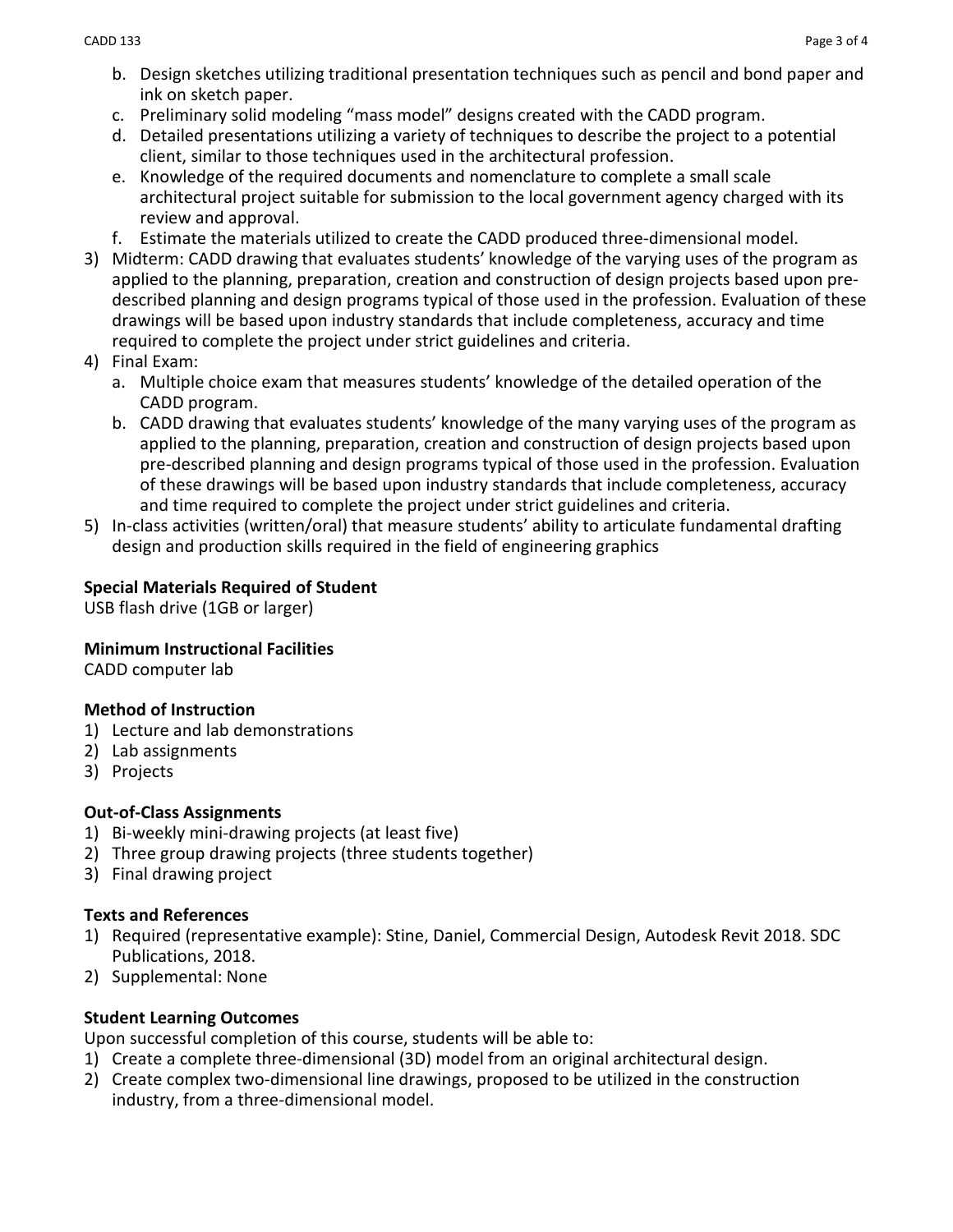b. Design sketches utilizing traditional presentation techniques such as pencil and bond paper and ink on sketch paper.
   c. Preliminary solid modeling "mass model" designs created with the CADD program.
   d. Detailed presentations utilizing a variety of techniques to describe the project to a potential client, similar to those techniques used in the architectural profession.
   e. Knowledge of the required documents and nomenclature to complete a small scale architectural project suitable for submission to the local government agency charged with its review and approval.
   f. Estimate the materials utilized to create the CADD produced three-dimensional model.
3) Midterm: CADD drawing that evaluates students' knowledge of the varying uses of the program as applied to the planning, preparation, creation and construction of design projects based upon pre-described planning and design programs typical of those used in the profession. Evaluation of these drawings will be based upon industry standards that include completeness, accuracy and time required to complete the project under strict guidelines and criteria.
4) Final Exam:
   a. Multiple choice exam that measures students' knowledge of the detailed operation of the CADD program.
   b. CADD drawing that evaluates students' knowledge of the many varying uses of the program as applied to the planning, preparation, creation and construction of design projects based upon pre-described planning and design programs typical of those used in the profession. Evaluation of these drawings will be based upon industry standards that include completeness, accuracy and time required to complete the project under strict guidelines and criteria.
5) In-class activities (written/oral) that measure students' ability to articulate fundamental drafting design and production skills required in the field of engineering graphics

**Special Materials Required of Student**

USB flash drive (1GB or larger)

**Minimum Instructional Facilities**

CADD computer lab

**Method of Instruction**

1) Lecture and lab demonstrations
2) Lab assignments
3) Projects

**Out-of-Class Assignments**

1) Bi-weekly mini-drawing projects (at least five)
2) Three group drawing projects (three students together)
3) Final drawing project

**Texts and References**

1) Required (representative example): Stine, Daniel, Commercial Design, Autodesk Revit 2018. SDC Publications, 2018.
2) Supplemental: None

**Student Learning Outcomes**

Upon successful completion of this course, students will be able to:

1) Create a complete three-dimensional (3D) model from an original architectural design.
2) Create complex two-dimensional line drawings, proposed to be utilized in the construction industry, from a three-dimensional model.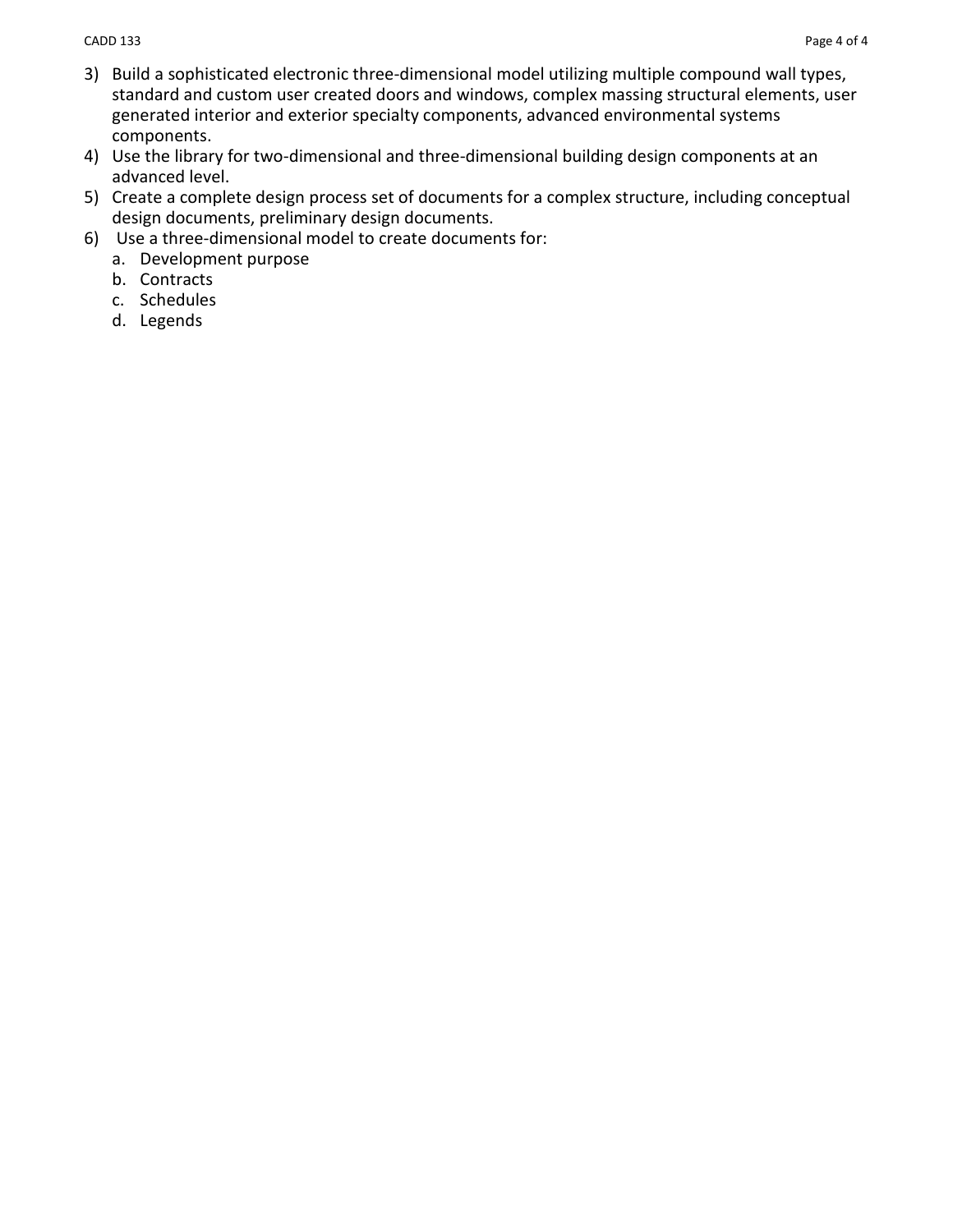3) Build a sophisticated electronic three-dimensional model utilizing multiple compound wall types, standard and custom user created doors and windows, complex massing structural elements, user generated interior and exterior specialty components, advanced environmental systems components.
4) Use the library for two-dimensional and three-dimensional building design components at an advanced level.
5) Create a complete design process set of documents for a complex structure, including conceptual design documents, preliminary design documents.
6) Use a three-dimensional model to create documents for:
   a. Development purpose
   b. Contracts
   c. Schedules
   d. Legends